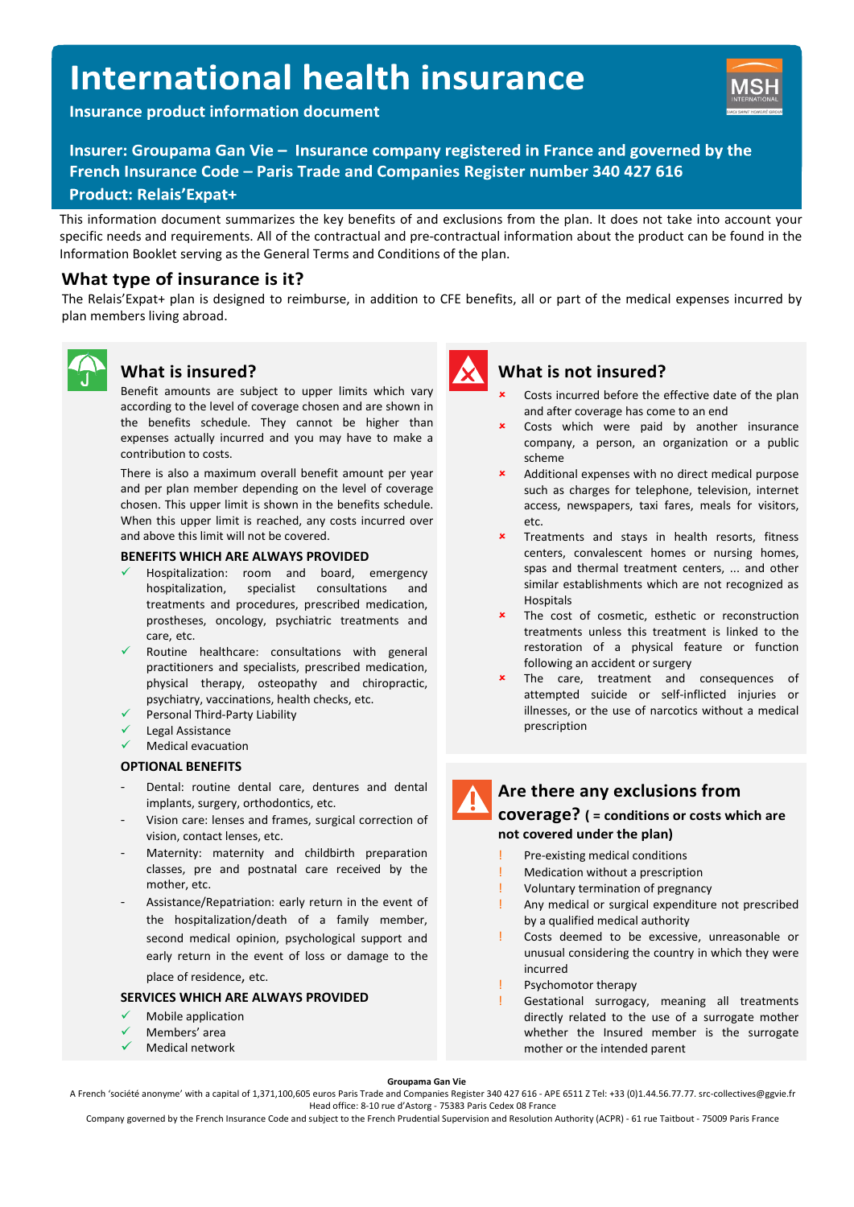# International health insurance

**Insurance product information document**

**Insurer: Groupama Gan Vie – Insurance company registered in France and governed by the French Insurance Code – Paris Trade and Companies Register number 340 427 616**

**Product: Relais'Expat+**

This information document summarizes the key benefits of and exclusions from the plan. It does not take into account your specific needs and requirements. All of the contractual and pre-contractual information about the product can be found in the Information Booklet serving as the General Terms and Conditions of the plan.

## What type of insurance is it?

The Relais'Expat+ plan is designed to reimburse, in addition to CFE benefits, all or part of the medical expenses incurred by plan members living abroad.

## What is insured?

Benefit amounts are subject to upper limits which vary according to the level of coverage chosen and are shown in the benefits schedule. They cannot be higher than expenses actually incurred and you may have to make a contribution to costs.

There is also a maximum overall benefit amount per year and per plan member depending on the level of coverage chosen. This upper limit is shown in the benefits schedule. When this upper limit is reached, any costs incurred over and above this limit will not be covered.

### BENEFITS WHICH ARE ALWAYS PROVIDED

- ✓ Hospitalization: room and board, emergency hospitalization, specialist consultations and treatments and procedures, prescribed medication, prostheses, oncology, psychiatric treatments and care, etc.
- ✓ Routine healthcare: consultations with general practitioners and specialists, prescribed medication, physical therapy, osteopathy and chiropractic, psychiatry, vaccinations, health checks, etc.
- ✓ Personal Third-Party Liability
- ✓ Legal Assistance
- ✓ Medical evacuation

### OPTIONAL BENEFITS

- Dental: routine dental care, dentures and dental implants, surgery, orthodontics, etc.
- Vision care: lenses and frames, surgical correction of vision, contact lenses, etc.
- Maternity: maternity and childbirth preparation classes, pre and postnatal care received by the mother, etc.
- Assistance/Repatriation: early return in the event of the hospitalization/death of a family member, second medical opinion, psychological support and early return in the event of loss or damage to the place of residence, etc.

### SERVICES WHICH ARE ALWAYS PROVIDED

- ✓ Mobile application
- ✓ Members' area
- ✓ Medical network

## What is not insured?

- ✗ Costs incurred before the effective date of the plan and after coverage has come to an end
- ✗ Costs which were paid by another insurance company, a person, an organization or a public scheme
- ✗ Additional expenses with no direct medical purpose such as charges for telephone, television, internet access, newspapers, taxi fares, meals for visitors, etc.
- ✗ Treatments and stays in health resorts, fitness centers, convalescent homes or nursing homes, spas and thermal treatment centers, ... and other similar establishments which are not recognized as Hospitals
- ✗ The cost of cosmetic, esthetic or reconstruction treatments unless this treatment is linked to the restoration of a physical feature or function following an accident or surgery
- ✗ The care, treatment and consequences of attempted suicide or self-inflicted injuries or illnesses, or the use of narcotics without a medical prescription

## Are there any exclusions from coverage? (= conditions or costs which are not covered under the plan)

- ! Pre-existing medical conditions
- ! Medication without a prescription
- ! Voluntary termination of pregnancy
- ! Any medical or surgical expenditure not prescribed by a qualified medical authority
- ! Costs deemed to be excessive, unreasonable or unusual considering the country in which they were incurred
- ! Psychomotor therapy
- ! Gestational surrogacy, meaning all treatments directly related to the use of a surrogate mother whether the Insured member is the surrogate mother or the intended parent

**Groupama Gan Vie**

A French 'société anonyme' with a capital of 1,371,100,605 euros Paris Trade and Companies Register 340 427 616 - APE 6511 Z Tel: +33 (0)1.44.56.77.77. src-collectives@ggvie.fr
Head office: 8-10 rue d'Astorg - 75383 Paris Cedex 08 France
Company governed by the French Insurance Code and subject to the French Prudential Supervision and Resolution Authority (ACPR) - 61 rue Taitbout - 75009 Paris France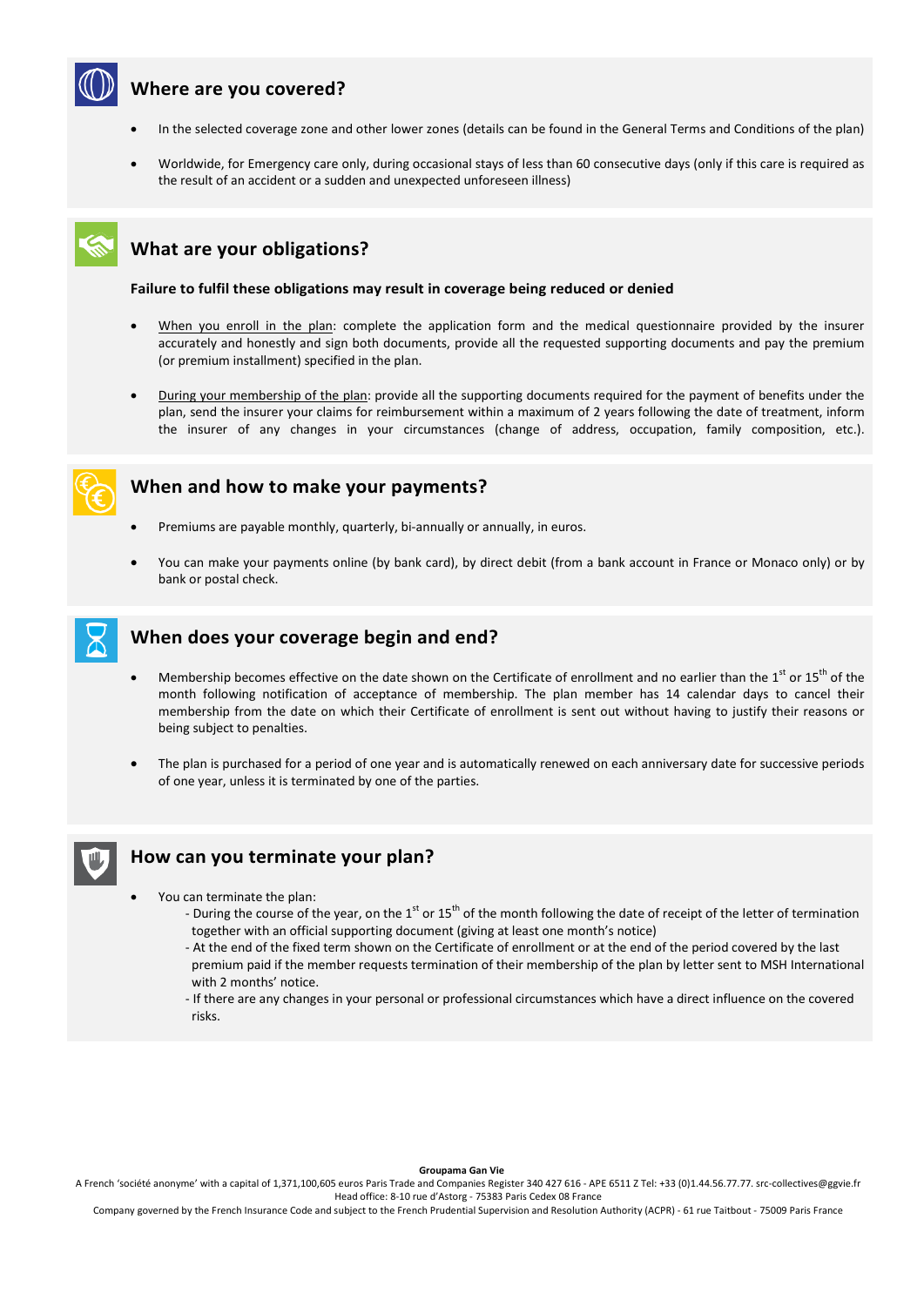## Where are you covered?

- In the selected coverage zone and other lower zones (details can be found in the General Terms and Conditions of the plan)
- Worldwide, for Emergency care only, during occasional stays of less than 60 consecutive days (only if this care is required as the result of an accident or a sudden and unexpected unforeseen illness)

## What are your obligations?

**Failure to fulfil these obligations may result in coverage being reduced or denied**

- When you enroll in the plan: complete the application form and the medical questionnaire provided by the insurer accurately and honestly and sign both documents, provide all the requested supporting documents and pay the premium (or premium installment) specified in the plan.
- During your membership of the plan: provide all the supporting documents required for the payment of benefits under the plan, send the insurer your claims for reimbursement within a maximum of 2 years following the date of treatment, inform the insurer of any changes in your circumstances (change of address, occupation, family composition, etc.).

## When and how to make your payments?

- Premiums are payable monthly, quarterly, bi-annually or annually, in euros.
- You can make your payments online (by bank card), by direct debit (from a bank account in France or Monaco only) or by bank or postal check.

## When does your coverage begin and end?

- Membership becomes effective on the date shown on the Certificate of enrollment and no earlier than the 1st or 15th of the month following notification of acceptance of membership. The plan member has 14 calendar days to cancel their membership from the date on which their Certificate of enrollment is sent out without having to justify their reasons or being subject to penalties.
- The plan is purchased for a period of one year and is automatically renewed on each anniversary date for successive periods of one year, unless it is terminated by one of the parties.

## How can you terminate your plan?

- You can terminate the plan:
  - During the course of the year, on the 1st or 15th of the month following the date of receipt of the letter of termination together with an official supporting document (giving at least one month's notice)
  - At the end of the fixed term shown on the Certificate of enrollment or at the end of the period covered by the last premium paid if the member requests termination of their membership of the plan by letter sent to MSH International with 2 months' notice.
  - If there are any changes in your personal or professional circumstances which have a direct influence on the covered risks.

**Groupama Gan Vie**
A French 'société anonyme' with a capital of 1,371,100,605 euros Paris Trade and Companies Register 340 427 616 - APE 6511 Z Tel: +33 (0)1.44.56.77.77. src-collectives@ggvie.fr
Head office: 8-10 rue d'Astorg - 75383 Paris Cedex 08 France
Company governed by the French Insurance Code and subject to the French Prudential Supervision and Resolution Authority (ACPR) - 61 rue Taitbout - 75009 Paris France